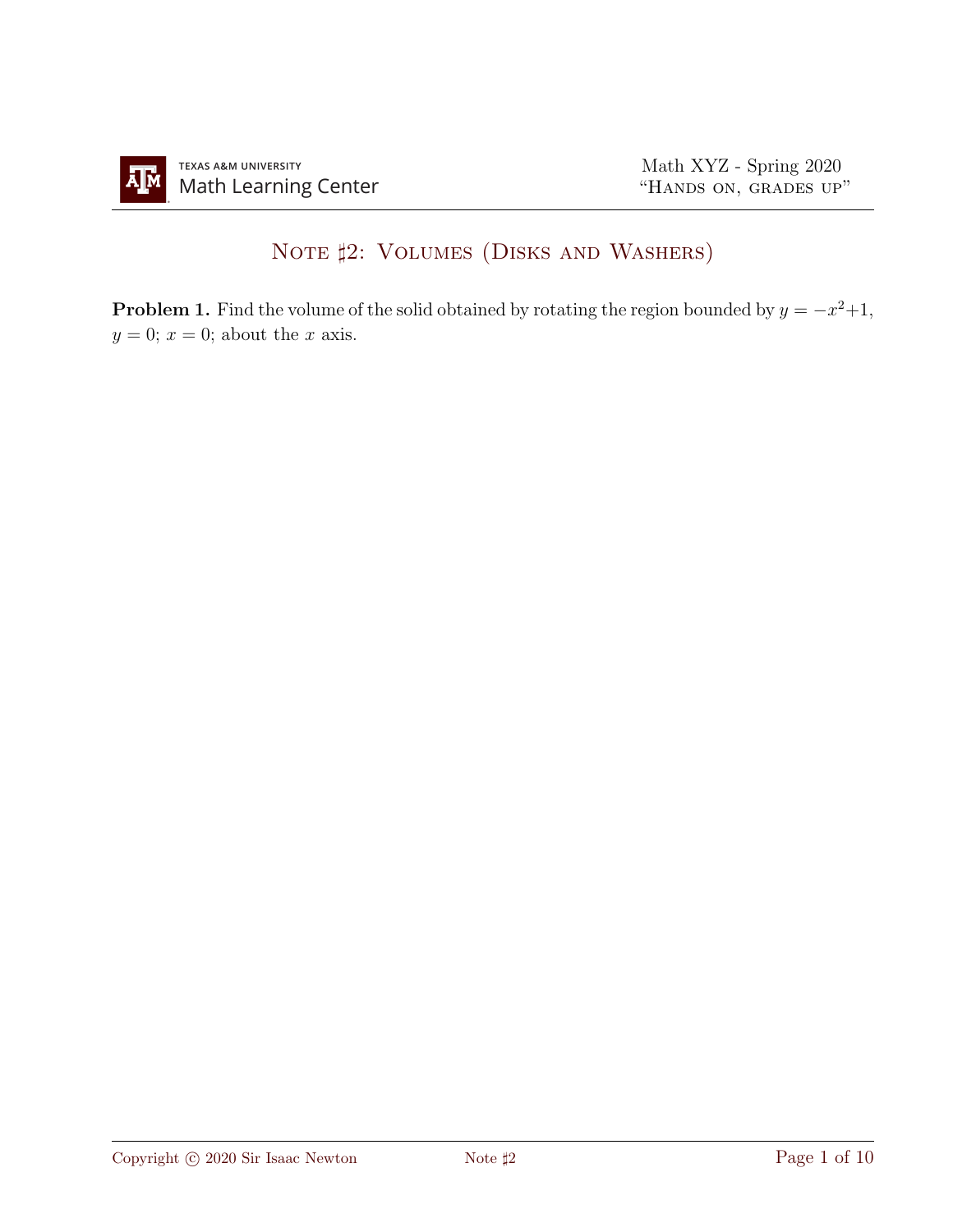# Note ♯2: Volumes (Disks and Washers)

**Problem 1.** Find the volume of the solid obtained by rotating the region bounded by $y = -x^2+1$, $y = 0$; $x = 0$; about the $x$ axis.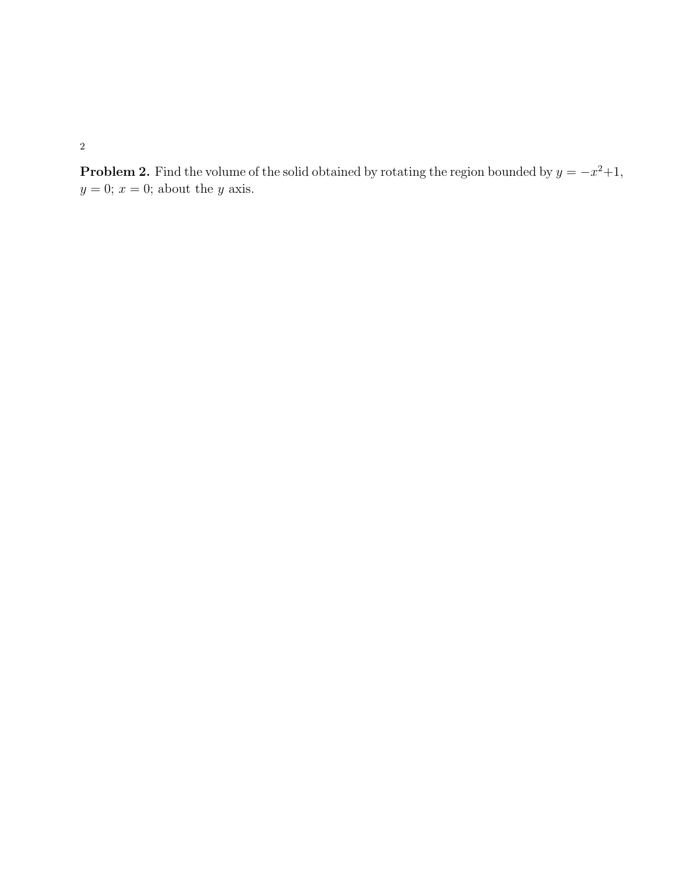**Problem 2.** Find the volume of the solid obtained by rotating the region bounded by $y = -x^2+1$, $y = 0$; $x = 0$; about the $y$ axis.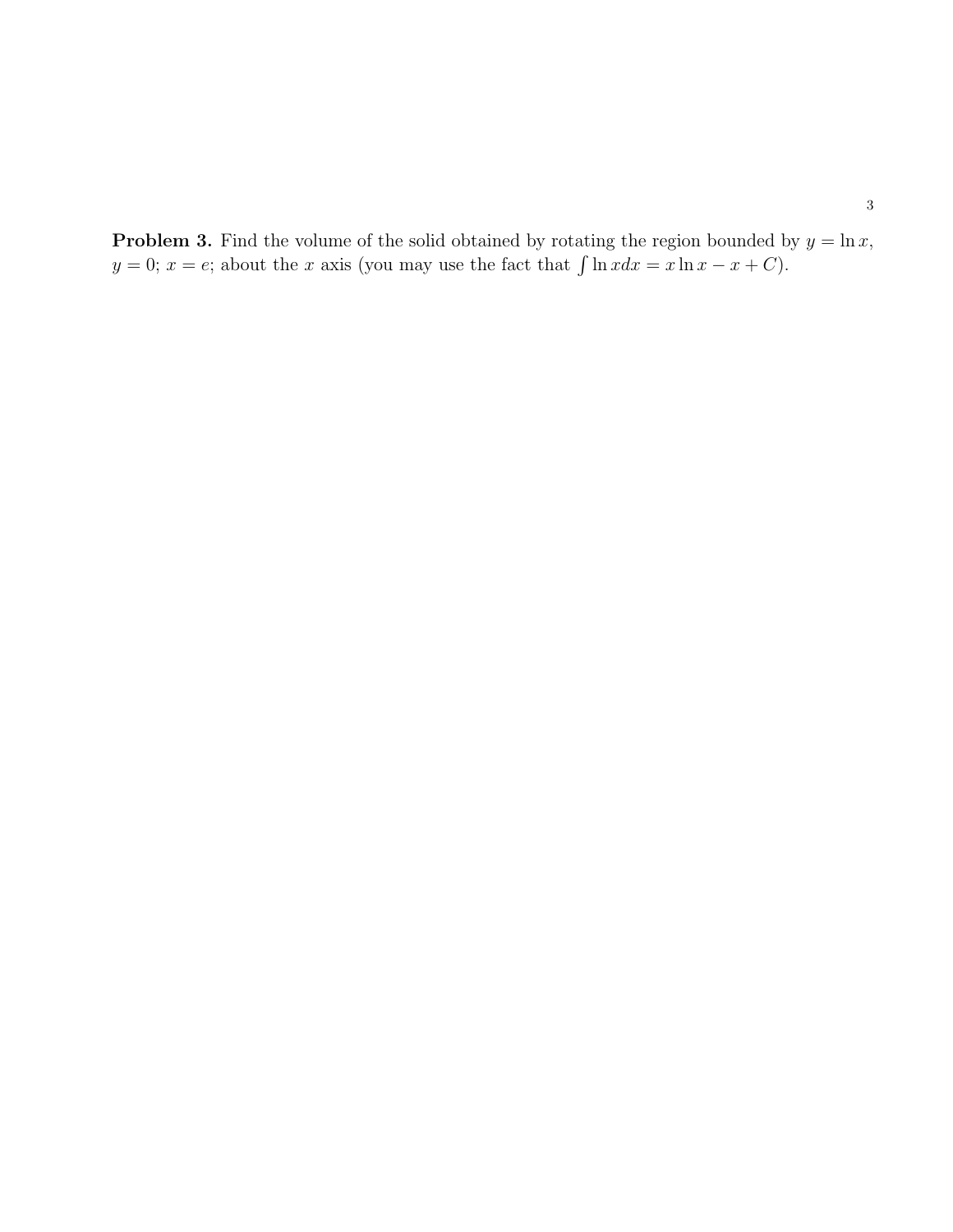**Problem 3.** Find the volume of the solid obtained by rotating the region bounded by $y = \ln x$, $y = 0$; $x = e$; about the $x$ axis (you may use the fact that $\int \ln x dx = x \ln x - x + C$).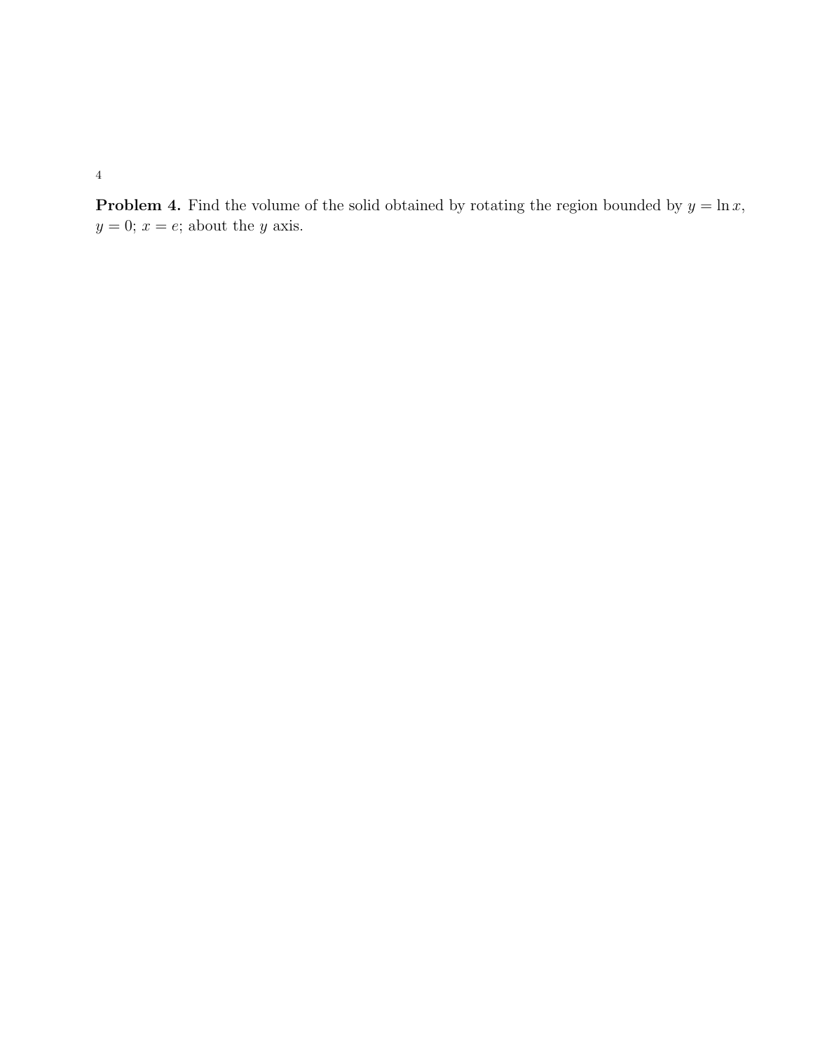**Problem 4.** Find the volume of the solid obtained by rotating the region bounded by $y = \ln x$, $y = 0$; $x = e$; about the $y$ axis.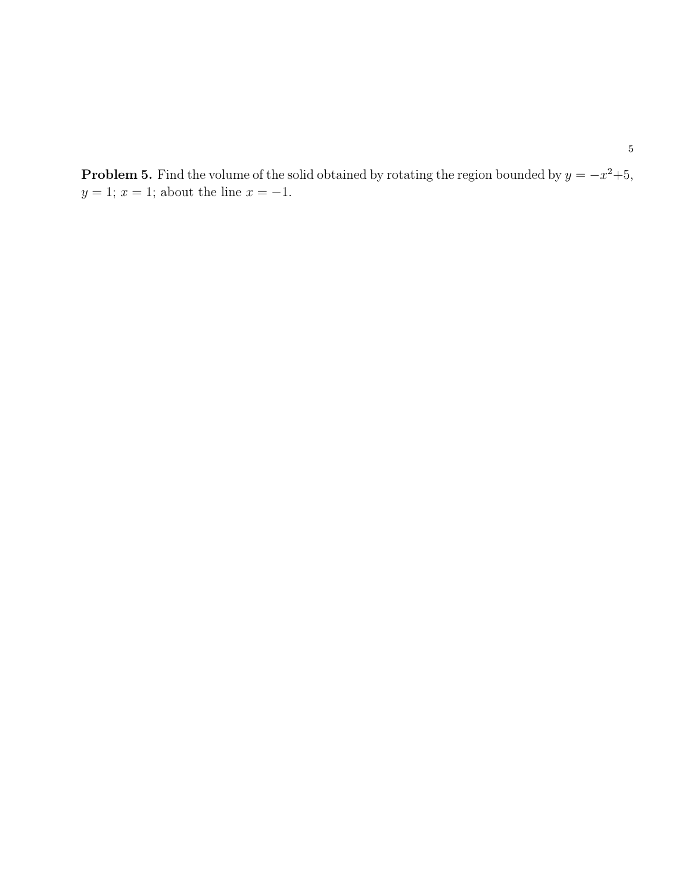**Problem 5.** Find the volume of the solid obtained by rotating the region bounded by $y = -x^2 + 5$, $y = 1$; $x = 1$; about the line $x = -1$.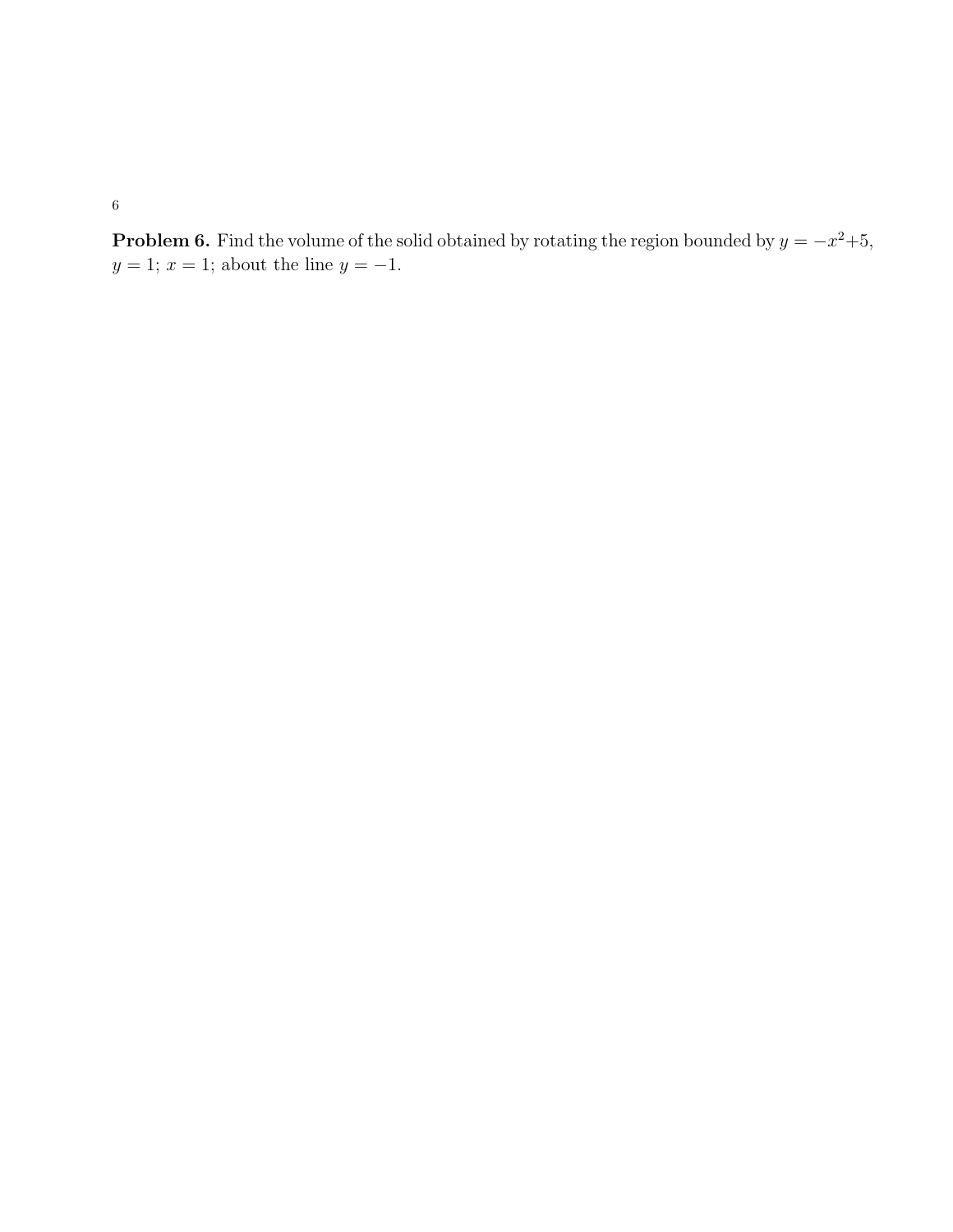**Problem 6.** Find the volume of the solid obtained by rotating the region bounded by $y = -x^2+5$, $y = 1$; $x = 1$; about the line $y = -1$.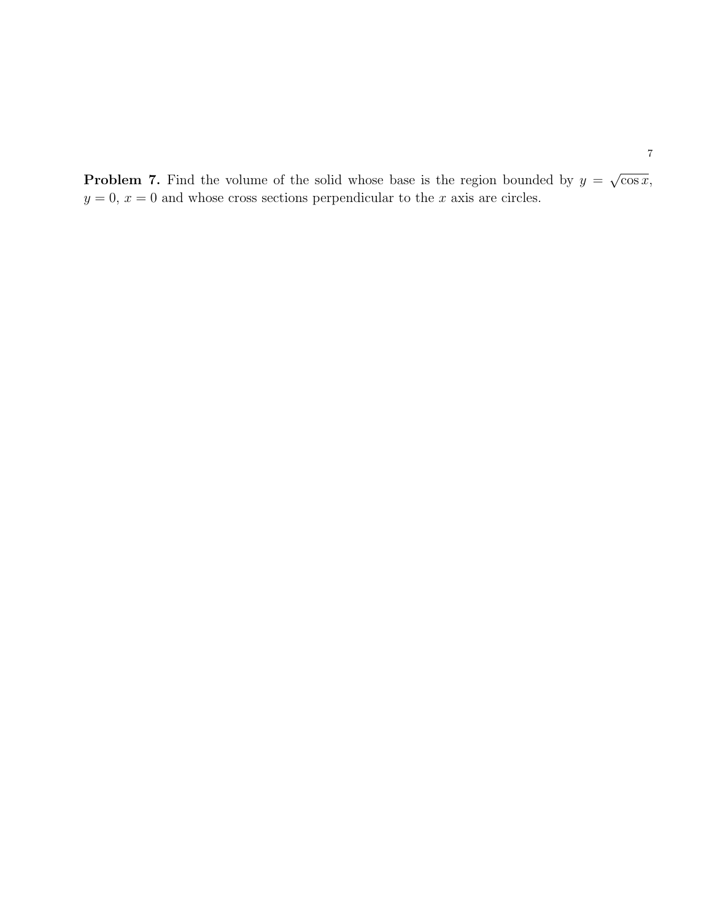**Problem 7.** Find the volume of the solid whose base is the region bounded by $y = \sqrt{\cos x}$, $y = 0$, $x = 0$ and whose cross sections perpendicular to the $x$ axis are circles.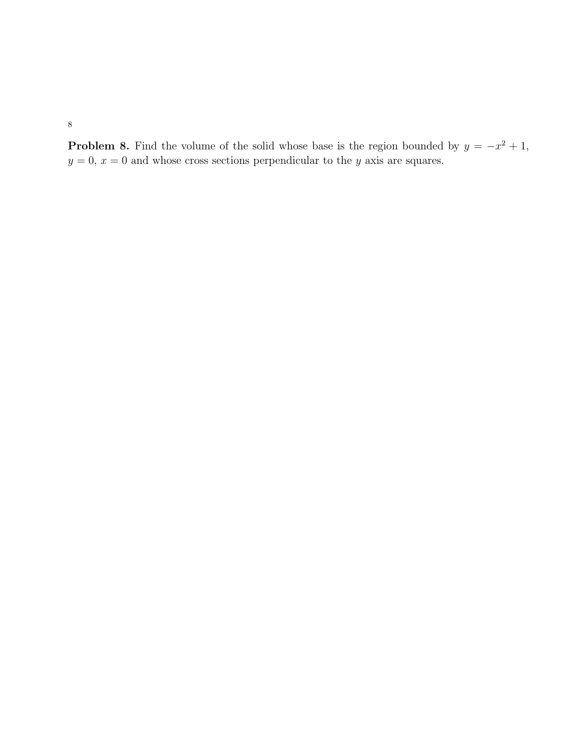**Problem 8.** Find the volume of the solid whose base is the region bounded by $y = -x^2 + 1$, $y = 0$, $x = 0$ and whose cross sections perpendicular to the $y$ axis are squares.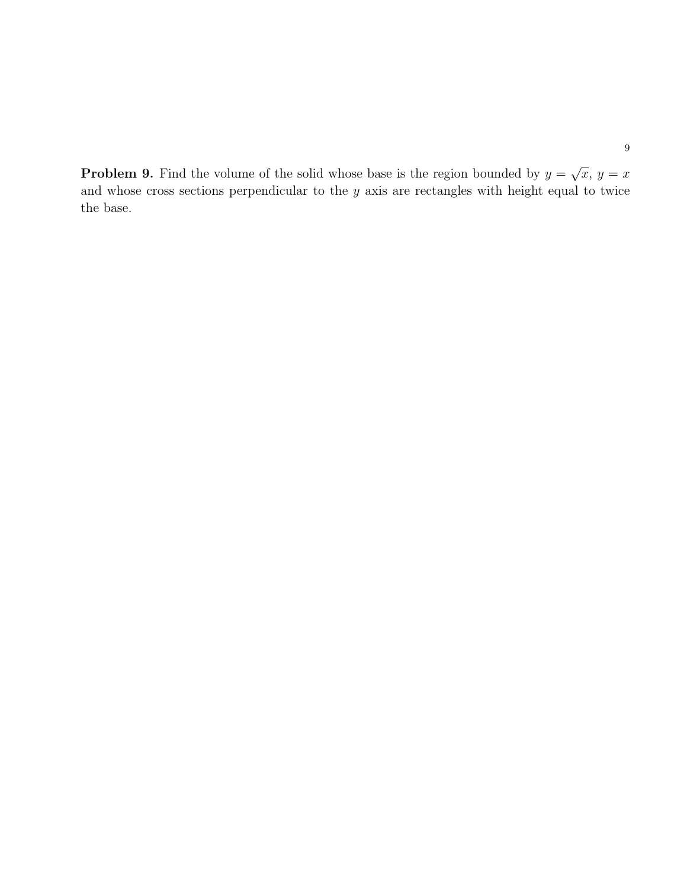**Problem 9.** Find the volume of the solid whose base is the region bounded by $y = \sqrt{x}$, $y = x$ and whose cross sections perpendicular to the $y$ axis are rectangles with height equal to twice the base.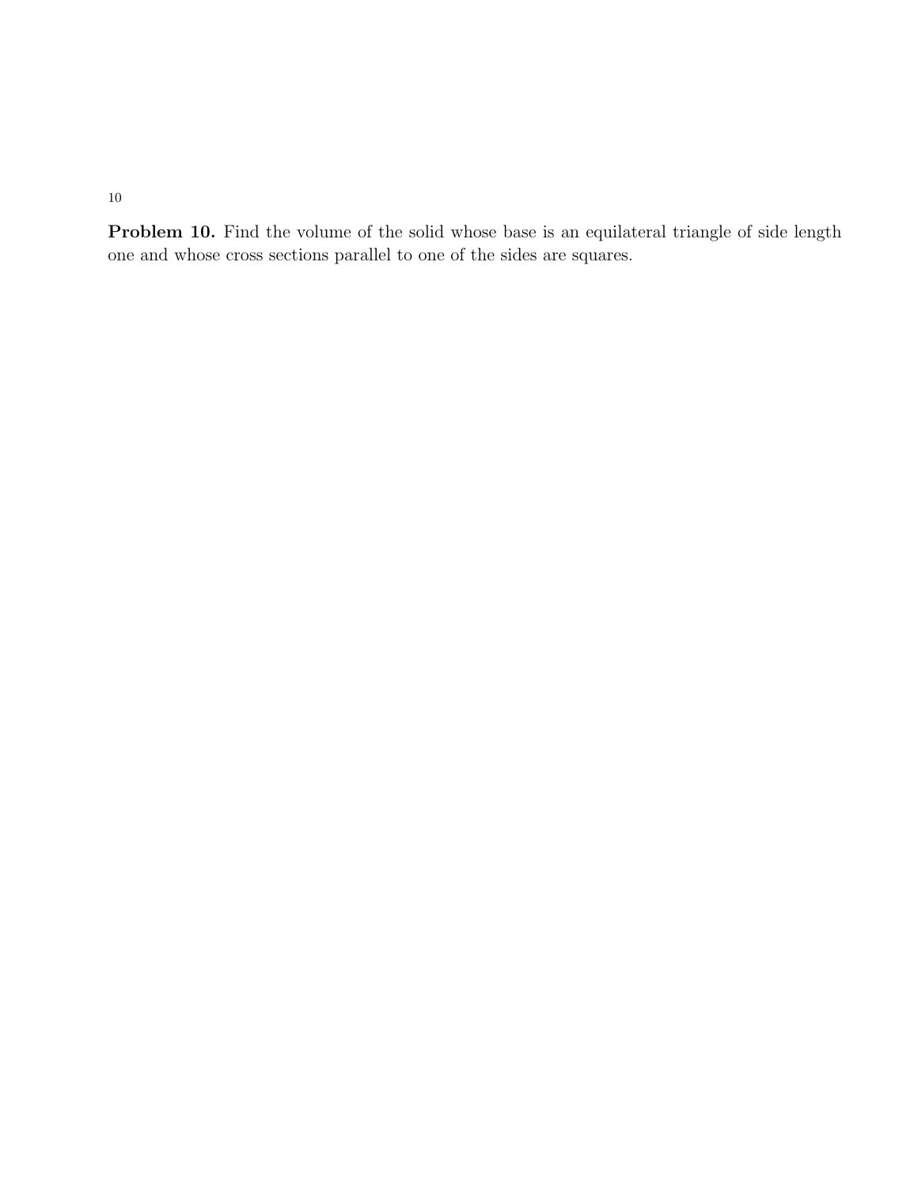**Problem 10.** Find the volume of the solid whose base is an equilateral triangle of side length one and whose cross sections parallel to one of the sides are squares.